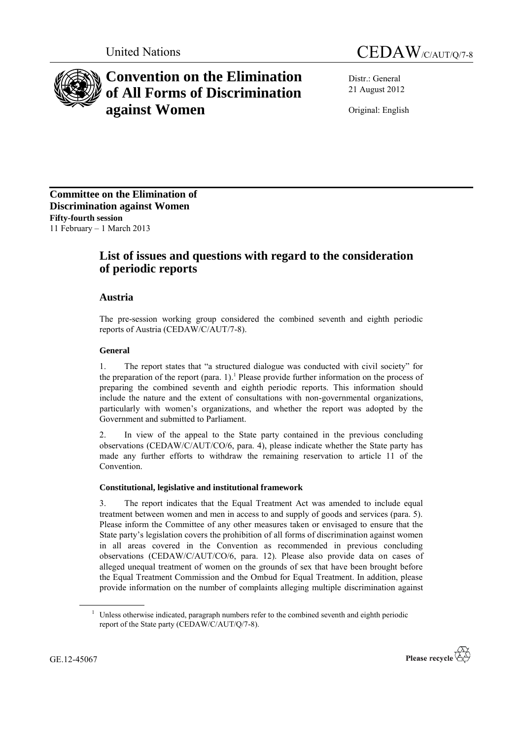United Nations

# CEDAW/C/AUT/Q/7-8

# Convention on the Elimination of All Forms of Discrimination against Women

Distr.: General
21 August 2012

Original: English

**Committee on the Elimination of Discrimination against Women**
**Fifty-fourth session**
11 February – 1 March 2013

## List of issues and questions with regard to the consideration of periodic reports

## Austria

The pre-session working group considered the combined seventh and eighth periodic reports of Austria (CEDAW/C/AUT/7-8).

### General

1. The report states that "a structured dialogue was conducted with civil society" for the preparation of the report (para. 1).[1] Please provide further information on the process of preparing the combined seventh and eighth periodic reports. This information should include the nature and the extent of consultations with non-governmental organizations, particularly with women's organizations, and whether the report was adopted by the Government and submitted to Parliament.

2. In view of the appeal to the State party contained in the previous concluding observations (CEDAW/C/AUT/CO/6, para. 4), please indicate whether the State party has made any further efforts to withdraw the remaining reservation to article 11 of the Convention.

### Constitutional, legislative and institutional framework

3. The report indicates that the Equal Treatment Act was amended to include equal treatment between women and men in access to and supply of goods and services (para. 5). Please inform the Committee of any other measures taken or envisaged to ensure that the State party's legislation covers the prohibition of all forms of discrimination against women in all areas covered in the Convention as recommended in previous concluding observations (CEDAW/C/AUT/CO/6, para. 12). Please also provide data on cases of alleged unequal treatment of women on the grounds of sex that have been brought before the Equal Treatment Commission and the Ombud for Equal Treatment. In addition, please provide information on the number of complaints alleging multiple discrimination against

[1] Unless otherwise indicated, paragraph numbers refer to the combined seventh and eighth periodic report of the State party (CEDAW/C/AUT/Q/7-8).

GE.12-45067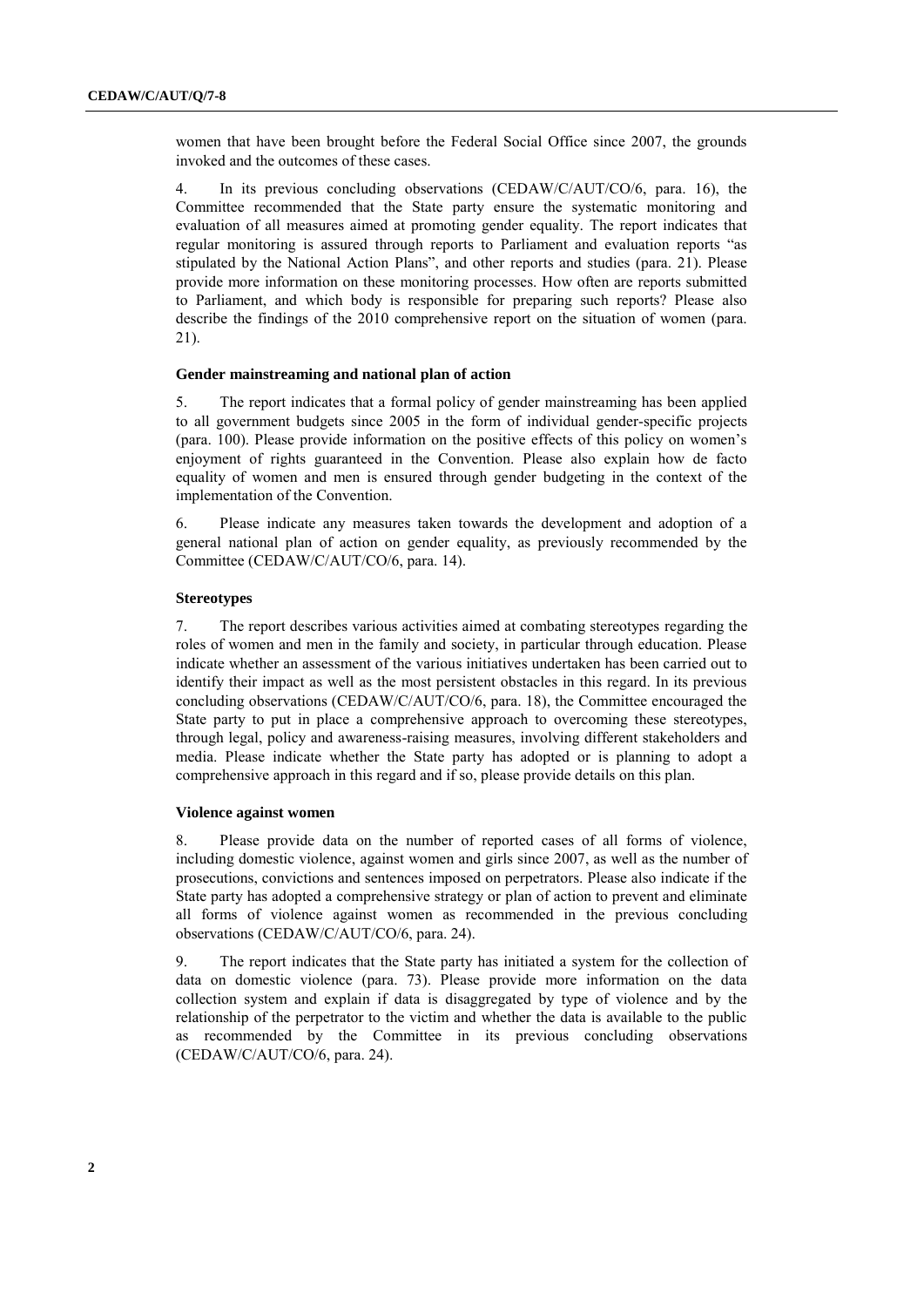women that have been brought before the Federal Social Office since 2007, the grounds invoked and the outcomes of these cases.

4. In its previous concluding observations (CEDAW/C/AUT/CO/6, para. 16), the Committee recommended that the State party ensure the systematic monitoring and evaluation of all measures aimed at promoting gender equality. The report indicates that regular monitoring is assured through reports to Parliament and evaluation reports "as stipulated by the National Action Plans", and other reports and studies (para. 21). Please provide more information on these monitoring processes. How often are reports submitted to Parliament, and which body is responsible for preparing such reports? Please also describe the findings of the 2010 comprehensive report on the situation of women (para. 21).

### Gender mainstreaming and national plan of action

5. The report indicates that a formal policy of gender mainstreaming has been applied to all government budgets since 2005 in the form of individual gender-specific projects (para. 100). Please provide information on the positive effects of this policy on women's enjoyment of rights guaranteed in the Convention. Please also explain how de facto equality of women and men is ensured through gender budgeting in the context of the implementation of the Convention.

6. Please indicate any measures taken towards the development and adoption of a general national plan of action on gender equality, as previously recommended by the Committee (CEDAW/C/AUT/CO/6, para. 14).

### Stereotypes

7. The report describes various activities aimed at combating stereotypes regarding the roles of women and men in the family and society, in particular through education. Please indicate whether an assessment of the various initiatives undertaken has been carried out to identify their impact as well as the most persistent obstacles in this regard. In its previous concluding observations (CEDAW/C/AUT/CO/6, para. 18), the Committee encouraged the State party to put in place a comprehensive approach to overcoming these stereotypes, through legal, policy and awareness-raising measures, involving different stakeholders and media. Please indicate whether the State party has adopted or is planning to adopt a comprehensive approach in this regard and if so, please provide details on this plan.

### Violence against women

8. Please provide data on the number of reported cases of all forms of violence, including domestic violence, against women and girls since 2007, as well as the number of prosecutions, convictions and sentences imposed on perpetrators. Please also indicate if the State party has adopted a comprehensive strategy or plan of action to prevent and eliminate all forms of violence against women as recommended in the previous concluding observations (CEDAW/C/AUT/CO/6, para. 24).

9. The report indicates that the State party has initiated a system for the collection of data on domestic violence (para. 73). Please provide more information on the data collection system and explain if data is disaggregated by type of violence and by the relationship of the perpetrator to the victim and whether the data is available to the public as recommended by the Committee in its previous concluding observations (CEDAW/C/AUT/CO/6, para. 24).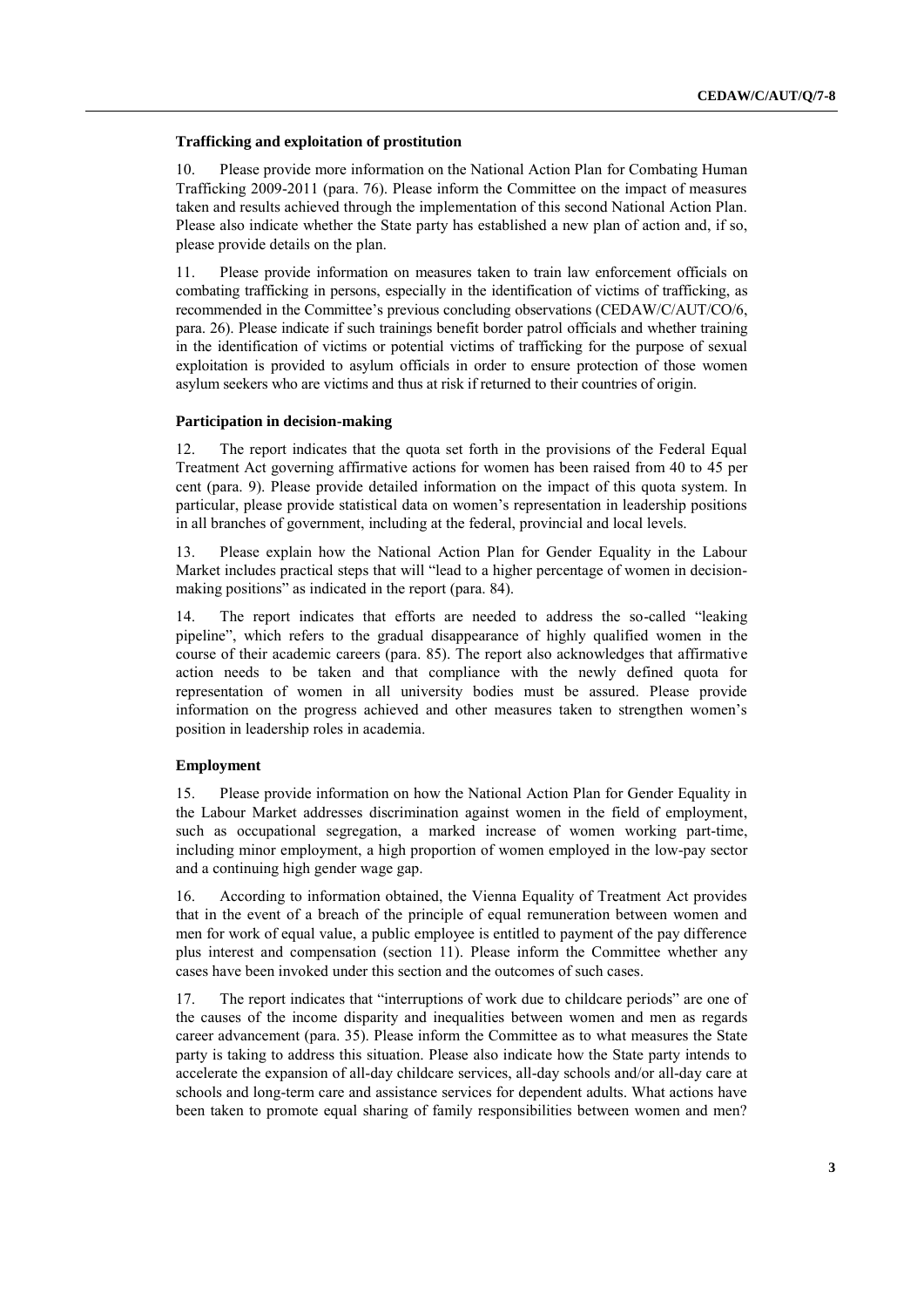### Trafficking and exploitation of prostitution

10. Please provide more information on the National Action Plan for Combating Human Trafficking 2009-2011 (para. 76). Please inform the Committee on the impact of measures taken and results achieved through the implementation of this second National Action Plan. Please also indicate whether the State party has established a new plan of action and, if so, please provide details on the plan.

11. Please provide information on measures taken to train law enforcement officials on combating trafficking in persons, especially in the identification of victims of trafficking, as recommended in the Committee's previous concluding observations (CEDAW/C/AUT/CO/6, para. 26). Please indicate if such trainings benefit border patrol officials and whether training in the identification of victims or potential victims of trafficking for the purpose of sexual exploitation is provided to asylum officials in order to ensure protection of those women asylum seekers who are victims and thus at risk if returned to their countries of origin.

### Participation in decision-making

12. The report indicates that the quota set forth in the provisions of the Federal Equal Treatment Act governing affirmative actions for women has been raised from 40 to 45 per cent (para. 9). Please provide detailed information on the impact of this quota system. In particular, please provide statistical data on women's representation in leadership positions in all branches of government, including at the federal, provincial and local levels.

13. Please explain how the National Action Plan for Gender Equality in the Labour Market includes practical steps that will "lead to a higher percentage of women in decision-making positions" as indicated in the report (para. 84).

14. The report indicates that efforts are needed to address the so-called "leaking pipeline", which refers to the gradual disappearance of highly qualified women in the course of their academic careers (para. 85). The report also acknowledges that affirmative action needs to be taken and that compliance with the newly defined quota for representation of women in all university bodies must be assured. Please provide information on the progress achieved and other measures taken to strengthen women's position in leadership roles in academia.

### Employment

15. Please provide information on how the National Action Plan for Gender Equality in the Labour Market addresses discrimination against women in the field of employment, such as occupational segregation, a marked increase of women working part-time, including minor employment, a high proportion of women employed in the low-pay sector and a continuing high gender wage gap.

16. According to information obtained, the Vienna Equality of Treatment Act provides that in the event of a breach of the principle of equal remuneration between women and men for work of equal value, a public employee is entitled to payment of the pay difference plus interest and compensation (section 11). Please inform the Committee whether any cases have been invoked under this section and the outcomes of such cases.

17. The report indicates that "interruptions of work due to childcare periods" are one of the causes of the income disparity and inequalities between women and men as regards career advancement (para. 35). Please inform the Committee as to what measures the State party is taking to address this situation. Please also indicate how the State party intends to accelerate the expansion of all-day childcare services, all-day schools and/or all-day care at schools and long-term care and assistance services for dependent adults. What actions have been taken to promote equal sharing of family responsibilities between women and men?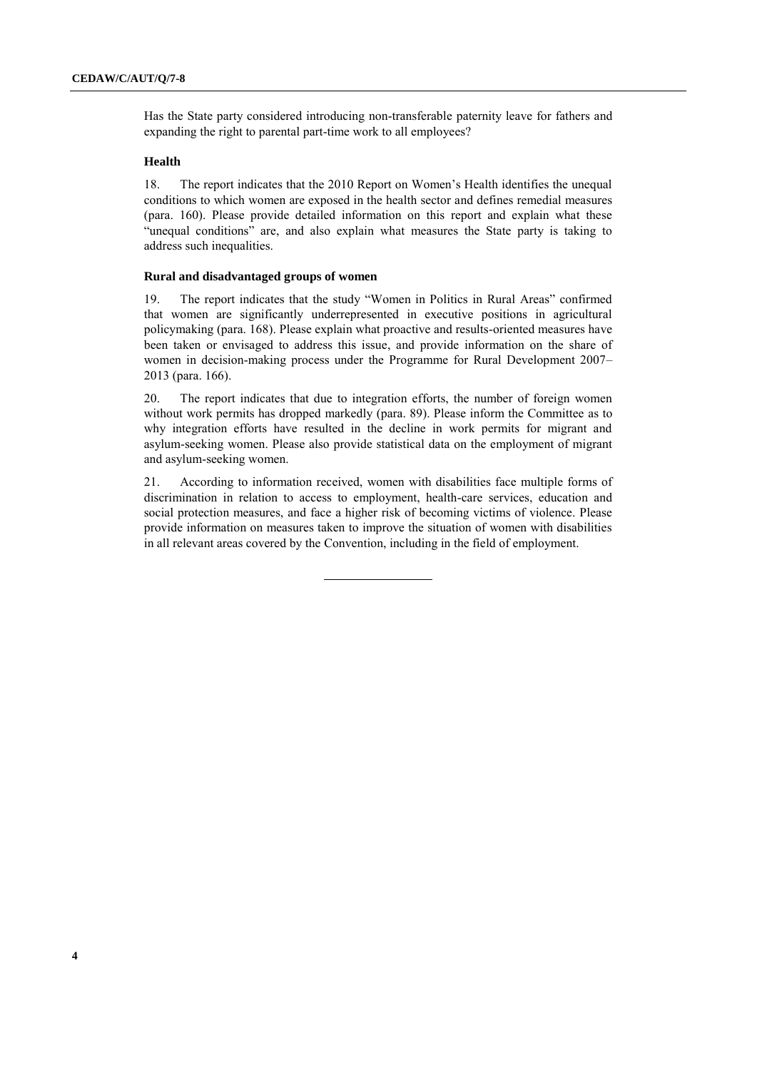Has the State party considered introducing non-transferable paternity leave for fathers and expanding the right to parental part-time work to all employees?

### Health

18. The report indicates that the 2010 Report on Women's Health identifies the unequal conditions to which women are exposed in the health sector and defines remedial measures (para. 160). Please provide detailed information on this report and explain what these "unequal conditions" are, and also explain what measures the State party is taking to address such inequalities.

### Rural and disadvantaged groups of women

19. The report indicates that the study "Women in Politics in Rural Areas" confirmed that women are significantly underrepresented in executive positions in agricultural policymaking (para. 168). Please explain what proactive and results-oriented measures have been taken or envisaged to address this issue, and provide information on the share of women in decision-making process under the Programme for Rural Development 2007–2013 (para. 166).

20. The report indicates that due to integration efforts, the number of foreign women without work permits has dropped markedly (para. 89). Please inform the Committee as to why integration efforts have resulted in the decline in work permits for migrant and asylum-seeking women. Please also provide statistical data on the employment of migrant and asylum-seeking women.

21. According to information received, women with disabilities face multiple forms of discrimination in relation to access to employment, health-care services, education and social protection measures, and face a higher risk of becoming victims of violence. Please provide information on measures taken to improve the situation of women with disabilities in all relevant areas covered by the Convention, including in the field of employment.